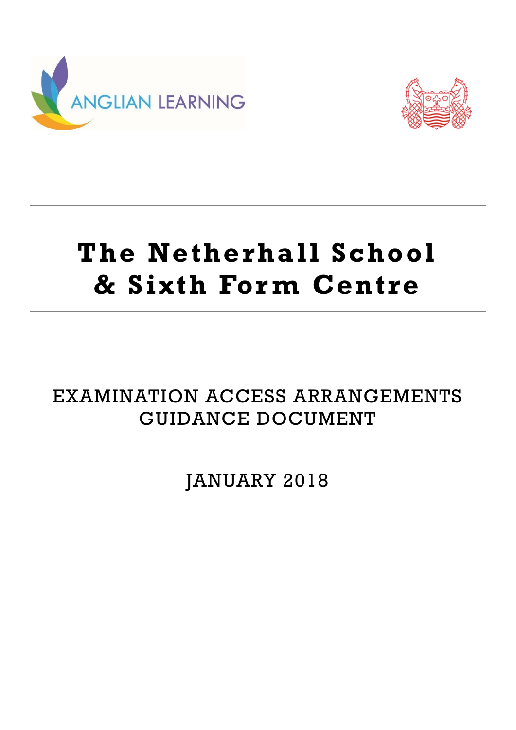ANGLIAN LEARNING

# The Netherhall School & Sixth Form Centre

## EXAMINATION ACCESS ARRANGEMENTS GUIDANCE DOCUMENT

JANUARY 2018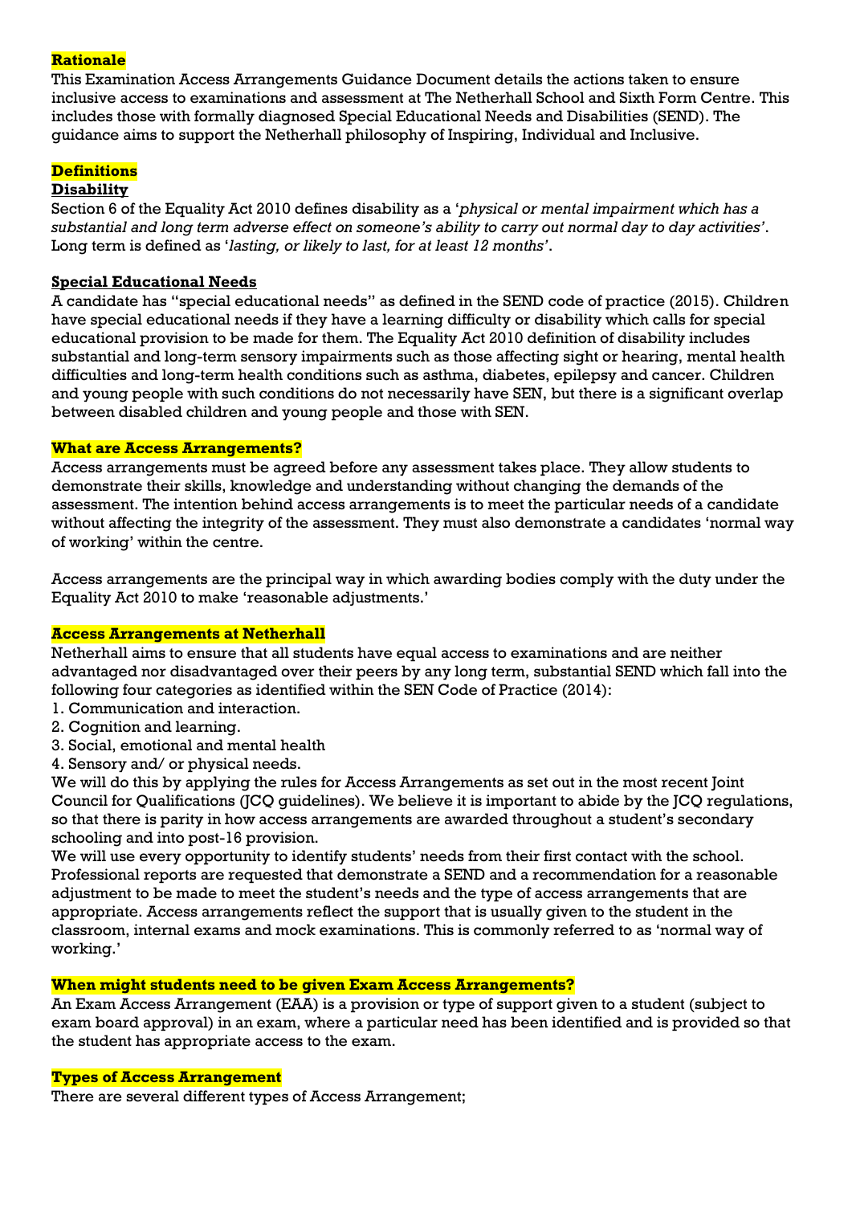## Rationale

This Examination Access Arrangements Guidance Document details the actions taken to ensure inclusive access to examinations and assessment at The Netherhall School and Sixth Form Centre. This includes those with formally diagnosed Special Educational Needs and Disabilities (SEND). The guidance aims to support the Netherhall philosophy of Inspiring, Individual and Inclusive.

## Definitions

### Disability

Section 6 of the Equality Act 2010 defines disability as a '*physical or mental impairment which has a substantial and long term adverse effect on someone's ability to carry out normal day to day activities*'. Long term is defined as '*lasting, or likely to last, for at least 12 months*'.

### Special Educational Needs

A candidate has "special educational needs" as defined in the SEND code of practice (2015). Children have special educational needs if they have a learning difficulty or disability which calls for special educational provision to be made for them. The Equality Act 2010 definition of disability includes substantial and long-term sensory impairments such as those affecting sight or hearing, mental health difficulties and long-term health conditions such as asthma, diabetes, epilepsy and cancer. Children and young people with such conditions do not necessarily have SEN, but there is a significant overlap between disabled children and young people and those with SEN.

## What are Access Arrangements?

Access arrangements must be agreed before any assessment takes place. They allow students to demonstrate their skills, knowledge and understanding without changing the demands of the assessment. The intention behind access arrangements is to meet the particular needs of a candidate without affecting the integrity of the assessment. They must also demonstrate a candidates 'normal way of working' within the centre.

Access arrangements are the principal way in which awarding bodies comply with the duty under the Equality Act 2010 to make 'reasonable adjustments.'

## Access Arrangements at Netherhall

Netherhall aims to ensure that all students have equal access to examinations and are neither advantaged nor disadvantaged over their peers by any long term, substantial SEND which fall into the following four categories as identified within the SEN Code of Practice (2014):

1. Communication and interaction.
2. Cognition and learning.
3. Social, emotional and mental health
4. Sensory and/ or physical needs.

We will do this by applying the rules for Access Arrangements as set out in the most recent Joint Council for Qualifications (JCQ guidelines). We believe it is important to abide by the JCQ regulations, so that there is parity in how access arrangements are awarded throughout a student's secondary schooling and into post-16 provision.

We will use every opportunity to identify students' needs from their first contact with the school. Professional reports are requested that demonstrate a SEND and a recommendation for a reasonable adjustment to be made to meet the student's needs and the type of access arrangements that are appropriate. Access arrangements reflect the support that is usually given to the student in the classroom, internal exams and mock examinations. This is commonly referred to as 'normal way of working.'

## When might students need to be given Exam Access Arrangements?

An Exam Access Arrangement (EAA) is a provision or type of support given to a student (subject to exam board approval) in an exam, where a particular need has been identified and is provided so that the student has appropriate access to the exam.

## Types of Access Arrangement

There are several different types of Access Arrangement;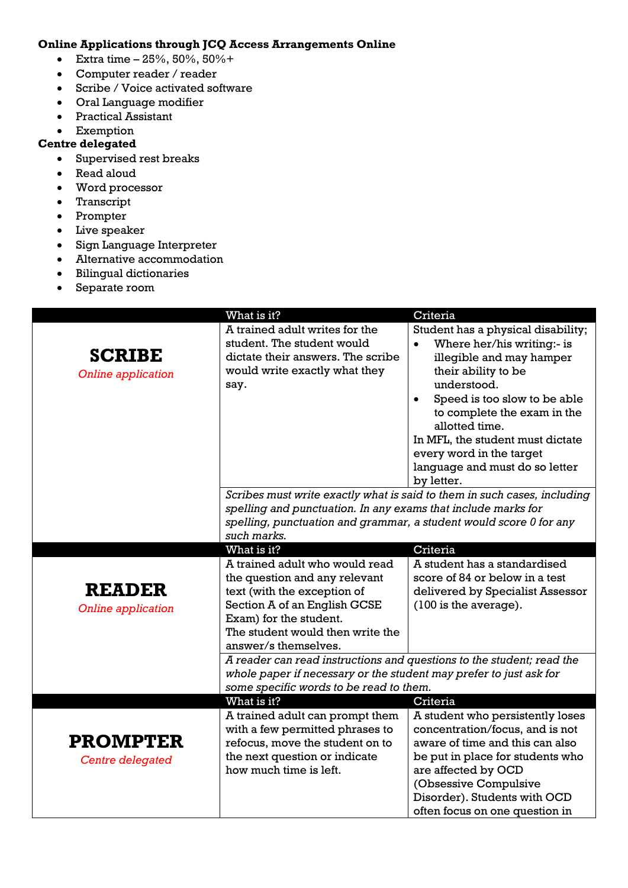**Online Applications through JCQ Access Arrangements Online**

- Extra time – 25%, 50%, 50%+
- Computer reader / reader
- Scribe / Voice activated software
- Oral Language modifier
- Practical Assistant
- Exemption

**Centre delegated**

- Supervised rest breaks
- Read aloud
- Word processor
- Transcript
- Prompter
- Live speaker
- Sign Language Interpreter
- Alternative accommodation
- Bilingual dictionaries
- Separate room

| | What is it? | Criteria |
|---|---|---|
| **SCRIBE** *Online application* | A trained adult writes for the student. The student would dictate their answers. The scribe would write exactly what they say. | Student has a physical disability; • Where her/his writing:- is illegible and may hamper their ability to be understood. • Speed is too slow to be able to complete the exam in the allotted time. In MFL, the student must dictate every word in the target language and must do so letter by letter. |
| | *Scribes must write exactly what is said to them in such cases, including spelling and punctuation. In any exams that include marks for spelling, punctuation and grammar, a student would score 0 for any such marks.* | |
| | **What is it?** | **Criteria** |
| **READER** *Online application* | A trained adult who would read the question and any relevant text (with the exception of Section A of an English GCSE Exam) for the student. The student would then write the answer/s themselves. | A student has a standardised score of 84 or below in a test delivered by Specialist Assessor (100 is the average). |
| | *A reader can read instructions and questions to the student; read the whole paper if necessary or the student may prefer to just ask for some specific words to be read to them.* | |
| | **What is it?** | **Criteria** |
| **PROMPTER** *Centre delegated* | A trained adult can prompt them with a few permitted phrases to refocus, move the student on to the next question or indicate how much time is left. | A student who persistently loses concentration/focus, and is not aware of time and this can also be put in place for students who are affected by OCD (Obsessive Compulsive Disorder). Students with OCD often focus on one question in |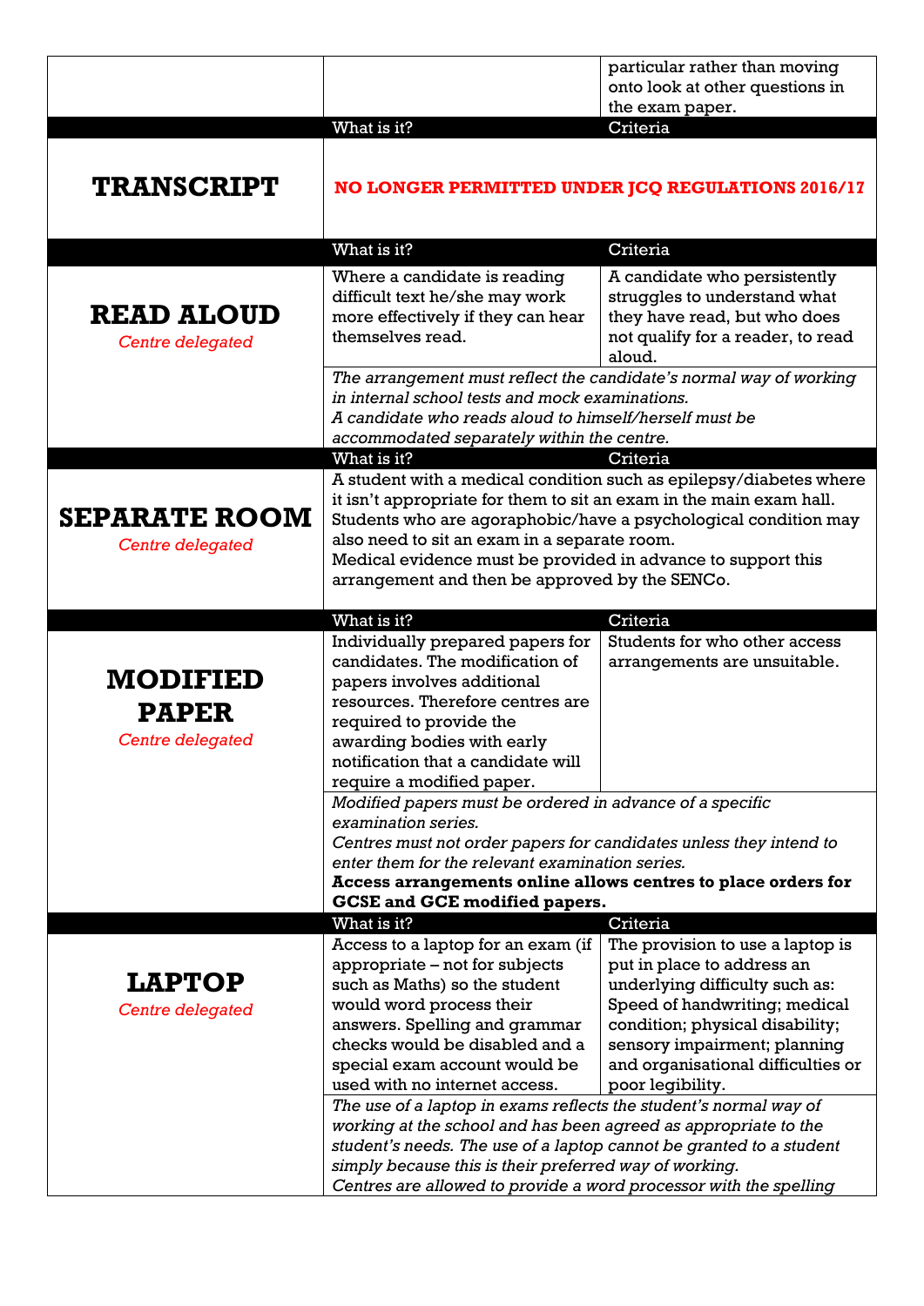| | | |
|---|---|---|
| | | particular rather than moving onto look at other questions in the exam paper. |
| | **What is it?** | **Criteria** |
| **TRANSCRIPT** | **NO LONGER PERMITTED UNDER JCQ REGULATIONS 2016/17** | |
| | **What is it?** | **Criteria** |
| **READ ALOUD** *Centre delegated* | Where a candidate is reading difficult text he/she may work more effectively if they can hear themselves read. | A candidate who persistently struggles to understand what they have read, but who does not qualify for a reader, to read aloud. |
| | *The arrangement must reflect the candidate's normal way of working in internal school tests and mock examinations. A candidate who reads aloud to himself/herself must be accommodated separately within the centre.* | |
| | **What is it?** | **Criteria** |
| **SEPARATE ROOM** *Centre delegated* | A student with a medical condition such as epilepsy/diabetes where it isn't appropriate for them to sit an exam in the main exam hall. Students who are agoraphobic/have a psychological condition may also need to sit an exam in a separate room. Medical evidence must be provided in advance to support this arrangement and then be approved by the SENCo. | |
| | **What is it?** | **Criteria** |
| **MODIFIED PAPER** *Centre delegated* | Individually prepared papers for candidates. The modification of papers involves additional resources. Therefore centres are required to provide the awarding bodies with early notification that a candidate will require a modified paper. | Students for who other access arrangements are unsuitable. |
| | *Modified papers must be ordered in advance of a specific examination series. Centres must not order papers for candidates unless they intend to enter them for the relevant examination series.* **Access arrangements online allows centres to place orders for GCSE and GCE modified papers.** | |
| | **What is it?** | **Criteria** |
| **LAPTOP** *Centre delegated* | Access to a laptop for an exam (if appropriate – not for subjects such as Maths) so the student would word process their answers. Spelling and grammar checks would be disabled and a special exam account would be used with no internet access. | The provision to use a laptop is put in place to address an underlying difficulty such as: Speed of handwriting; medical condition; physical disability; sensory impairment; planning and organisational difficulties or poor legibility. |
| | *The use of a laptop in exams reflects the student's normal way of working at the school and has been agreed as appropriate to the student's needs. The use of a laptop cannot be granted to a student simply because this is their preferred way of working. Centres are allowed to provide a word processor with the spelling* | |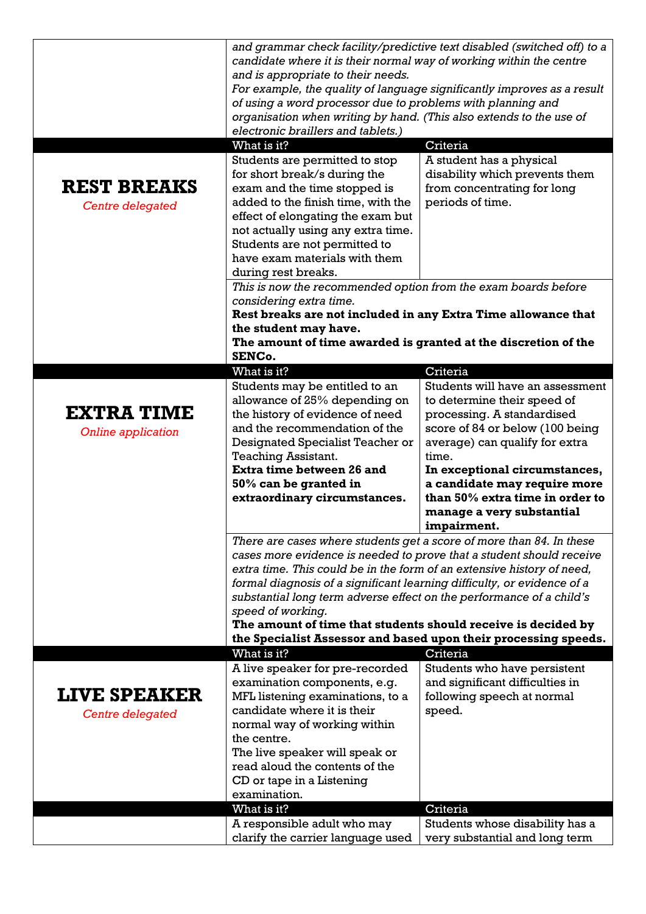| | | |
|---|---|---|
| | *and grammar check facility/predictive text disabled (switched off) to a candidate where it is their normal way of working within the centre and is appropriate to their needs. For example, the quality of language significantly improves as a result of using a word processor due to problems with planning and organisation when writing by hand. (This also extends to the use of electronic braillers and tablets.)* | |
| | What is it? | Criteria |
| **REST BREAKS** *Centre delegated* | Students are permitted to stop for short break/s during the exam and the time stopped is added to the finish time, with the effect of elongating the exam but not actually using any extra time. Students are not permitted to have exam materials with them during rest breaks. | A student has a physical disability which prevents them from concentrating for long periods of time. |
| | *This is now the recommended option from the exam boards before considering extra time.* **Rest breaks are not included in any Extra Time allowance that the student may have. The amount of time awarded is granted at the discretion of the SENCo.** | |
| | What is it? | Criteria |
| **EXTRA TIME** *Online application* | Students may be entitled to an allowance of 25% depending on the history of evidence of need and the recommendation of the Designated Specialist Teacher or Teaching Assistant. **Extra time between 26 and 50% can be granted in extraordinary circumstances.** | Students will have an assessment to determine their speed of processing. A standardised score of 84 or below (100 being average) can qualify for extra time. **In exceptional circumstances, a candidate may require more than 50% extra time in order to manage a very substantial impairment.** |
| | *There are cases where students get a score of more than 84. In these cases more evidence is needed to prove that a student should receive extra time. This could be in the form of an extensive history of need, formal diagnosis of a significant learning difficulty, or evidence of a substantial long term adverse effect on the performance of a child's speed of working.* **The amount of time that students should receive is decided by the Specialist Assessor and based upon their processing speeds.** | |
| | What is it? | Criteria |
| **LIVE SPEAKER** *Centre delegated* | A live speaker for pre-recorded examination components, e.g. MFL listening examinations, to a candidate where it is their normal way of working within the centre. The live speaker will speak or read aloud the contents of the CD or tape in a Listening examination. | Students who have persistent and significant difficulties in following speech at normal speed. |
| | What is it? | Criteria |
| | A responsible adult who may clarify the carrier language used | Students whose disability has a very substantial and long term |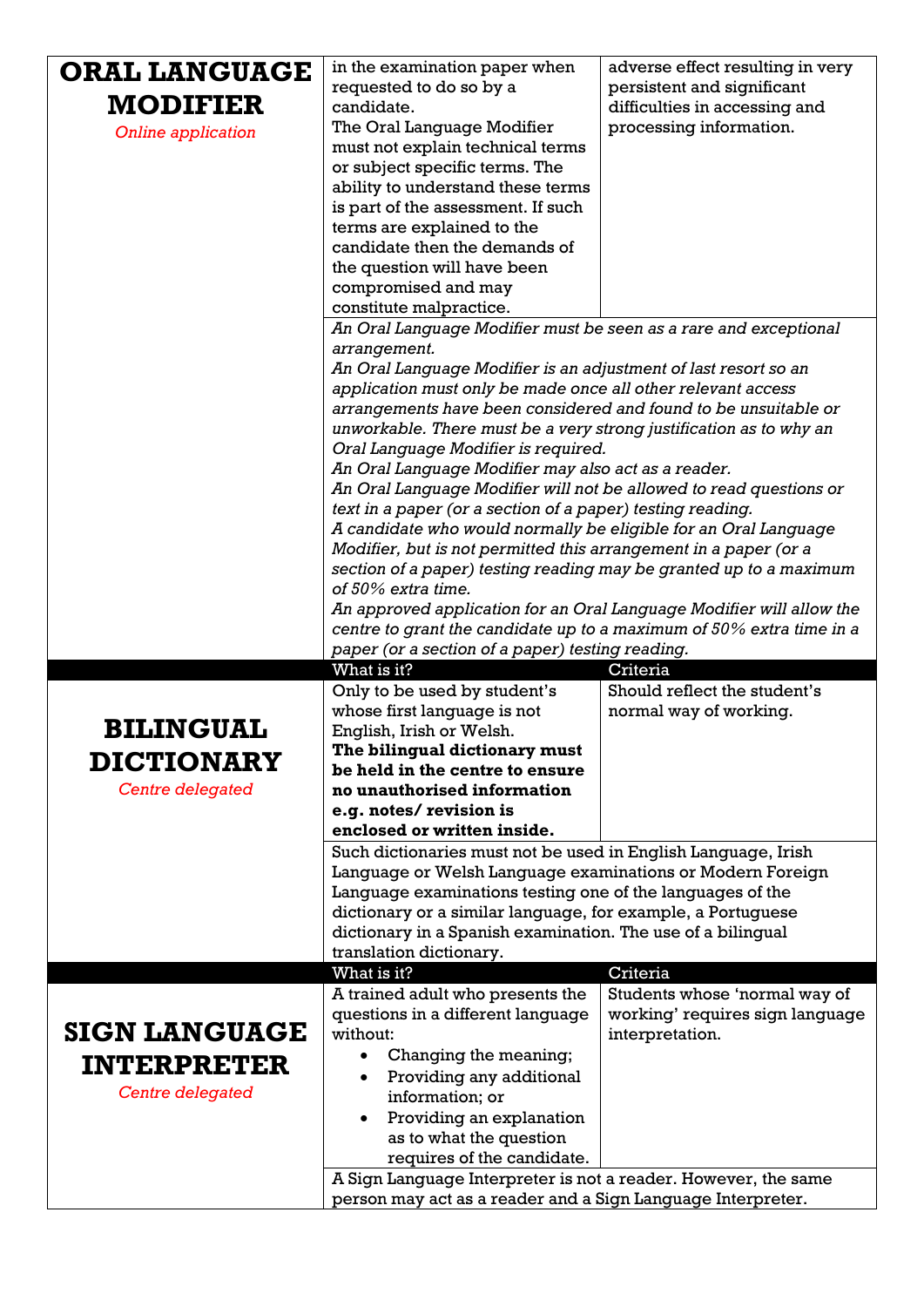| | | |
|---|---|---|
| **ORAL LANGUAGE MODIFIER**<br>*Online application* | in the examination paper when requested to do so by a candidate.<br>The Oral Language Modifier must not explain technical terms or subject specific terms. The ability to understand these terms is part of the assessment. If such terms are explained to the candidate then the demands of the question will have been compromised and may constitute malpractice. | adverse effect resulting in very persistent and significant difficulties in accessing and processing information. |
| | *An Oral Language Modifier must be seen as a rare and exceptional arrangement.*<br>*An Oral Language Modifier is an adjustment of last resort so an application must only be made once all other relevant access arrangements have been considered and found to be unsuitable or unworkable. There must be a very strong justification as to why an Oral Language Modifier is required.*<br>*An Oral Language Modifier may also act as a reader.*<br>*An Oral Language Modifier will not be allowed to read questions or text in a paper (or a section of a paper) testing reading.*<br>*A candidate who would normally be eligible for an Oral Language Modifier, but is not permitted this arrangement in a paper (or a section of a paper) testing reading may be granted up to a maximum of 50% extra time.*<br>*An approved application for an Oral Language Modifier will allow the centre to grant the candidate up to a maximum of 50% extra time in a paper (or a section of a paper) testing reading.* | |
| | **What is it?** | **Criteria** |
| **BILINGUAL DICTIONARY**<br>*Centre delegated* | Only to be used by student's whose first language is not English, Irish or Welsh.<br>**The bilingual dictionary must be held in the centre to ensure no unauthorised information e.g. notes/ revision is enclosed or written inside.** | Should reflect the student's normal way of working. |
| | Such dictionaries must not be used in English Language, Irish Language or Welsh Language examinations or Modern Foreign Language examinations testing one of the languages of the dictionary or a similar language, for example, a Portuguese dictionary in a Spanish examination. The use of a bilingual translation dictionary. | |
| | **What is it?** | **Criteria** |
| **SIGN LANGUAGE INTERPRETER**<br>*Centre delegated* | A trained adult who presents the questions in a different language without:<br>• Changing the meaning;<br>• Providing any additional information; or<br>• Providing an explanation as to what the question requires of the candidate. | Students whose 'normal way of working' requires sign language interpretation. |
| | A Sign Language Interpreter is not a reader. However, the same person may act as a reader and a Sign Language Interpreter. | |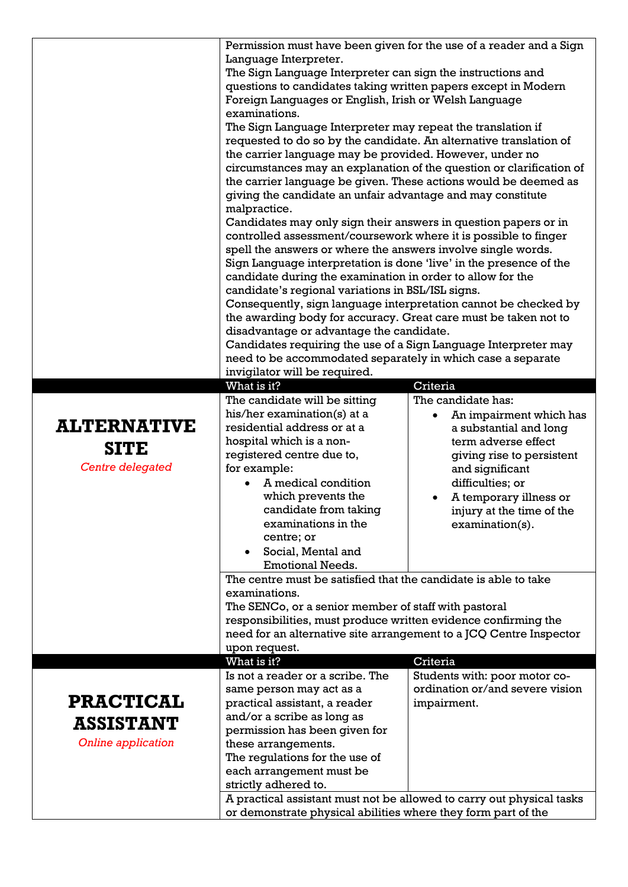| | | |
|---|---|---|
| | Permission must have been given for the use of a reader and a Sign Language Interpreter.<br>The Sign Language Interpreter can sign the instructions and questions to candidates taking written papers except in Modern Foreign Languages or English, Irish or Welsh Language examinations.<br>The Sign Language Interpreter may repeat the translation if requested to do so by the candidate. An alternative translation of the carrier language may be provided. However, under no circumstances may an explanation of the question or clarification of the carrier language be given. These actions would be deemed as giving the candidate an unfair advantage and may constitute malpractice.<br>Candidates may only sign their answers in question papers or in controlled assessment/coursework where it is possible to finger spell the answers or where the answers involve single words.<br>Sign Language interpretation is done 'live' in the presence of the candidate during the examination in order to allow for the candidate's regional variations in BSL/ISL signs.<br>Consequently, sign language interpretation cannot be checked by the awarding body for accuracy. Great care must be taken not to disadvantage or advantage the candidate.<br>Candidates requiring the use of a Sign Language Interpreter may need to be accommodated separately in which case a separate invigilator will be required. | |
| | **What is it?** | **Criteria** |
| **ALTERNATIVE SITE**<br>*Centre delegated* | The candidate will be sitting his/her examination(s) at a residential address or at a hospital which is a non-registered centre due to, for example:<br>• A medical condition which prevents the candidate from taking examinations in the centre; or<br>• Social, Mental and Emotional Needs. | The candidate has:<br>• An impairment which has a substantial and long term adverse effect giving rise to persistent and significant difficulties; or<br>• A temporary illness or injury at the time of the examination(s). |
| | The centre must be satisfied that the candidate is able to take examinations.<br>The SENCo, or a senior member of staff with pastoral responsibilities, must produce written evidence confirming the need for an alternative site arrangement to a JCQ Centre Inspector upon request. | |
| | **What is it?** | **Criteria** |
| **PRACTICAL ASSISTANT**<br>*Online application* | Is not a reader or a scribe. The same person may act as a practical assistant, a reader and/or a scribe as long as permission has been given for these arrangements.<br>The regulations for the use of each arrangement must be strictly adhered to. | Students with: poor motor co-ordination or/and severe vision impairment. |
| | A practical assistant must not be allowed to carry out physical tasks or demonstrate physical abilities where they form part of the | |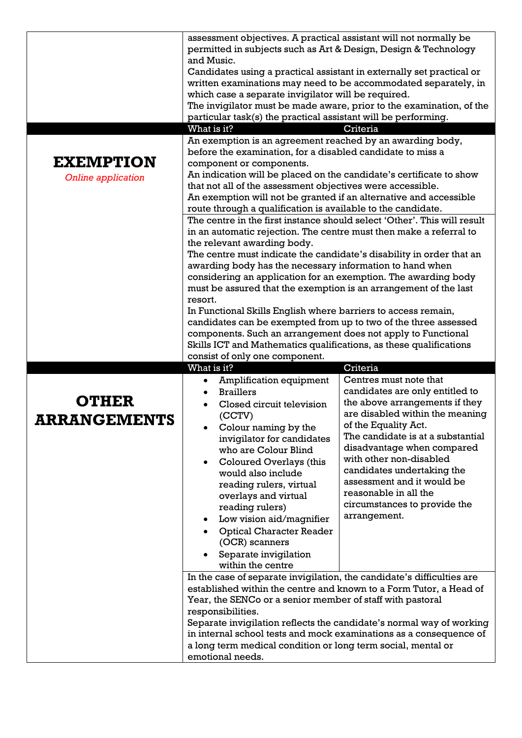| | | |
|---|---|---|
| | assessment objectives. A practical assistant will not normally be permitted in subjects such as Art & Design, Design & Technology and Music.<br>Candidates using a practical assistant in externally set practical or written examinations may need to be accommodated separately, in which case a separate invigilator will be required.<br>The invigilator must be made aware, prior to the examination, of the particular task(s) the practical assistant will be performing. | |
| | **What is it?** | **Criteria** |
| **EXEMPTION**<br>*Online application* | An exemption is an agreement reached by an awarding body, before the examination, for a disabled candidate to miss a component or components.<br>An indication will be placed on the candidate's certificate to show that not all of the assessment objectives were accessible.<br>An exemption will not be granted if an alternative and accessible route through a qualification is available to the candidate. | |
| | The centre in the first instance should select 'Other'. This will result in an automatic rejection. The centre must then make a referral to the relevant awarding body.<br>The centre must indicate the candidate's disability in order that an awarding body has the necessary information to hand when considering an application for an exemption. The awarding body must be assured that the exemption is an arrangement of the last resort.<br>In Functional Skills English where barriers to access remain, candidates can be exempted from up to two of the three assessed components. Such an arrangement does not apply to Functional Skills ICT and Mathematics qualifications, as these qualifications consist of only one component. | |
| | **What is it?** | **Criteria** |
| **OTHER ARRANGEMENTS** | • Amplification equipment<br>• Braillers<br>• Closed circuit television (CCTV)<br>• Colour naming by the invigilator for candidates who are Colour Blind<br>• Coloured Overlays (this would also include reading rulers, virtual overlays and virtual reading rulers)<br>• Low vision aid/magnifier<br>• Optical Character Reader (OCR) scanners<br>• Separate invigilation within the centre | Centres must note that candidates are only entitled to the above arrangements if they are disabled within the meaning of the Equality Act.<br>The candidate is at a substantial disadvantage when compared with other non-disabled candidates undertaking the assessment and it would be reasonable in all the circumstances to provide the arrangement. |
| | In the case of separate invigilation, the candidate's difficulties are established within the centre and known to a Form Tutor, a Head of Year, the SENCo or a senior member of staff with pastoral responsibilities.<br>Separate invigilation reflects the candidate's normal way of working in internal school tests and mock examinations as a consequence of a long term medical condition or long term social, mental or emotional needs. | |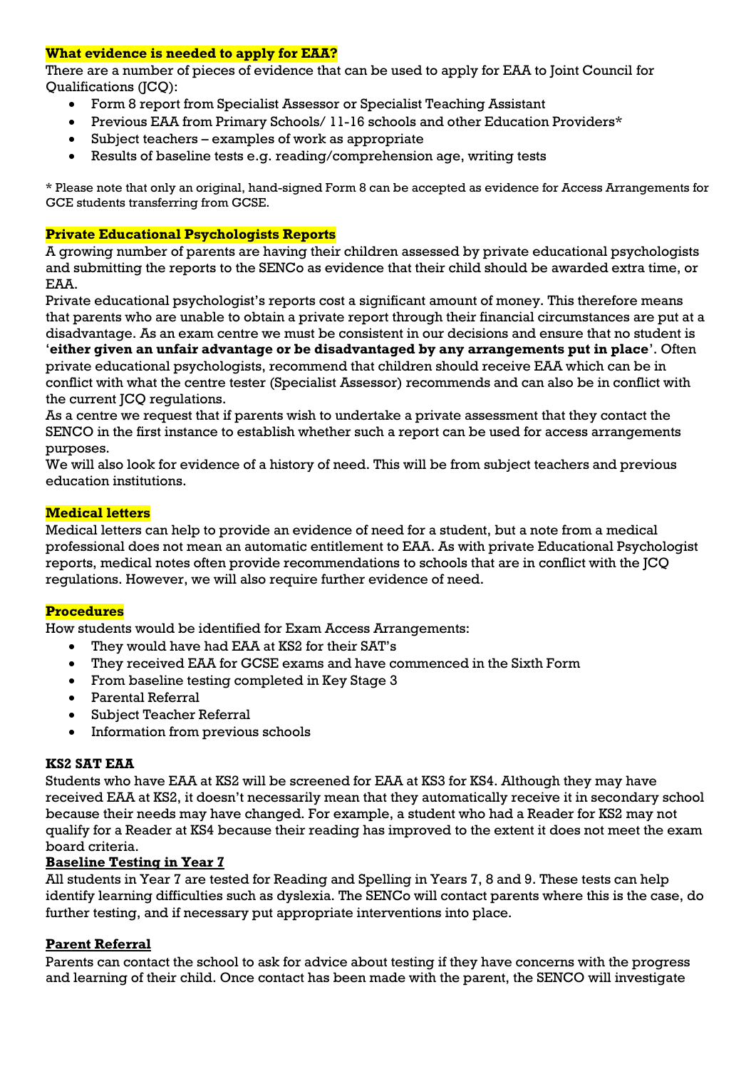**What evidence is needed to apply for EAA?**

There are a number of pieces of evidence that can be used to apply for EAA to Joint Council for Qualifications (JCQ):

- Form 8 report from Specialist Assessor or Specialist Teaching Assistant
- Previous EAA from Primary Schools/ 11-16 schools and other Education Providers*
- Subject teachers – examples of work as appropriate
- Results of baseline tests e.g. reading/comprehension age, writing tests

* Please note that only an original, hand-signed Form 8 can be accepted as evidence for Access Arrangements for GCE students transferring from GCSE.

**Private Educational Psychologists Reports**

A growing number of parents are having their children assessed by private educational psychologists and submitting the reports to the SENCo as evidence that their child should be awarded extra time, or EAA.

Private educational psychologist's reports cost a significant amount of money. This therefore means that parents who are unable to obtain a private report through their financial circumstances are put at a disadvantage. As an exam centre we must be consistent in our decisions and ensure that no student is '**either given an unfair advantage or be disadvantaged by any arrangements put in place**'. Often private educational psychologists, recommend that children should receive EAA which can be in conflict with what the centre tester (Specialist Assessor) recommends and can also be in conflict with the current JCQ regulations.

As a centre we request that if parents wish to undertake a private assessment that they contact the SENCO in the first instance to establish whether such a report can be used for access arrangements purposes.

We will also look for evidence of a history of need. This will be from subject teachers and previous education institutions.

**Medical letters**

Medical letters can help to provide an evidence of need for a student, but a note from a medical professional does not mean an automatic entitlement to EAA. As with private Educational Psychologist reports, medical notes often provide recommendations to schools that are in conflict with the JCQ regulations. However, we will also require further evidence of need.

**Procedures**

How students would be identified for Exam Access Arrangements:

- They would have had EAA at KS2 for their SAT's
- They received EAA for GCSE exams and have commenced in the Sixth Form
- From baseline testing completed in Key Stage 3
- Parental Referral
- Subject Teacher Referral
- Information from previous schools

**KS2 SAT EAA**

Students who have EAA at KS2 will be screened for EAA at KS3 for KS4. Although they may have received EAA at KS2, it doesn't necessarily mean that they automatically receive it in secondary school because their needs may have changed. For example, a student who had a Reader for KS2 may not qualify for a Reader at KS4 because their reading has improved to the extent it does not meet the exam board criteria.

**Baseline Testing in Year 7**

All students in Year 7 are tested for Reading and Spelling in Years 7, 8 and 9. These tests can help identify learning difficulties such as dyslexia. The SENCo will contact parents where this is the case, do further testing, and if necessary put appropriate interventions into place.

**Parent Referral**

Parents can contact the school to ask for advice about testing if they have concerns with the progress and learning of their child. Once contact has been made with the parent, the SENCO will investigate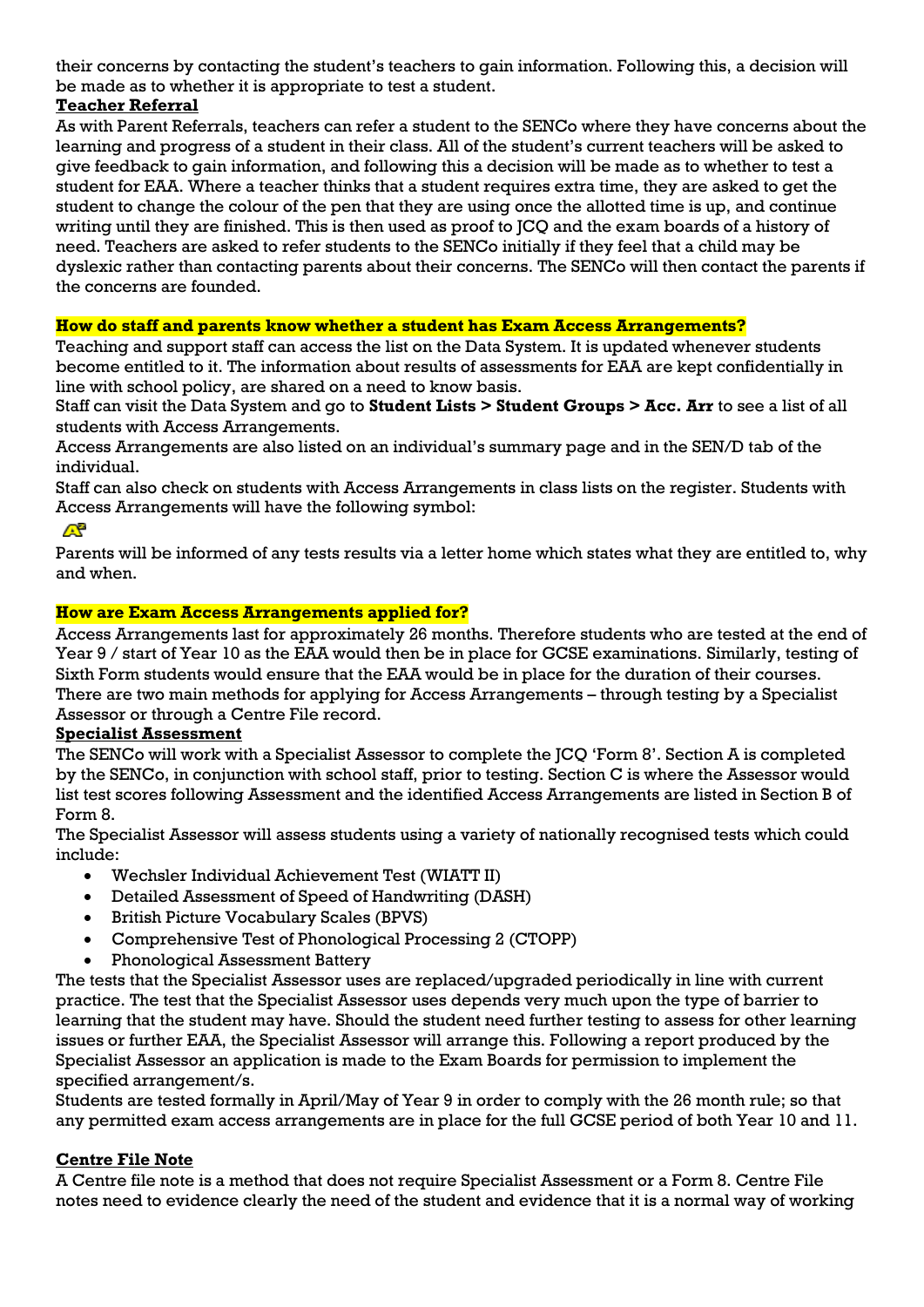their concerns by contacting the student's teachers to gain information. Following this, a decision will be made as to whether it is appropriate to test a student.

**Teacher Referral**

As with Parent Referrals, teachers can refer a student to the SENCo where they have concerns about the learning and progress of a student in their class. All of the student's current teachers will be asked to give feedback to gain information, and following this a decision will be made as to whether to test a student for EAA. Where a teacher thinks that a student requires extra time, they are asked to get the student to change the colour of the pen that they are using once the allotted time is up, and continue writing until they are finished. This is then used as proof to JCQ and the exam boards of a history of need. Teachers are asked to refer students to the SENCo initially if they feel that a child may be dyslexic rather than contacting parents about their concerns. The SENCo will then contact the parents if the concerns are founded.

**How do staff and parents know whether a student has Exam Access Arrangements?**

Teaching and support staff can access the list on the Data System. It is updated whenever students become entitled to it. The information about results of assessments for EAA are kept confidentially in line with school policy, are shared on a need to know basis.

Staff can visit the Data System and go to **Student Lists > Student Groups > Acc. Arr** to see a list of all students with Access Arrangements.

Access Arrangements are also listed on an individual's summary page and in the SEN/D tab of the individual.

Staff can also check on students with Access Arrangements in class lists on the register. Students with Access Arrangements will have the following symbol:

Parents will be informed of any tests results via a letter home which states what they are entitled to, why and when.

**How are Exam Access Arrangements applied for?**

Access Arrangements last for approximately 26 months. Therefore students who are tested at the end of Year 9 / start of Year 10 as the EAA would then be in place for GCSE examinations. Similarly, testing of Sixth Form students would ensure that the EAA would be in place for the duration of their courses. There are two main methods for applying for Access Arrangements – through testing by a Specialist Assessor or through a Centre File record.

**Specialist Assessment**

The SENCo will work with a Specialist Assessor to complete the JCQ 'Form 8'. Section A is completed by the SENCo, in conjunction with school staff, prior to testing. Section C is where the Assessor would list test scores following Assessment and the identified Access Arrangements are listed in Section B of Form 8.

The Specialist Assessor will assess students using a variety of nationally recognised tests which could include:

- Wechsler Individual Achievement Test (WIATT II)
- Detailed Assessment of Speed of Handwriting (DASH)
- British Picture Vocabulary Scales (BPVS)
- Comprehensive Test of Phonological Processing 2 (CTOPP)
- Phonological Assessment Battery

The tests that the Specialist Assessor uses are replaced/upgraded periodically in line with current practice. The test that the Specialist Assessor uses depends very much upon the type of barrier to learning that the student may have. Should the student need further testing to assess for other learning issues or further EAA, the Specialist Assessor will arrange this. Following a report produced by the Specialist Assessor an application is made to the Exam Boards for permission to implement the specified arrangement/s.

Students are tested formally in April/May of Year 9 in order to comply with the 26 month rule; so that any permitted exam access arrangements are in place for the full GCSE period of both Year 10 and 11.

**Centre File Note**

A Centre file note is a method that does not require Specialist Assessment or a Form 8. Centre File notes need to evidence clearly the need of the student and evidence that it is a normal way of working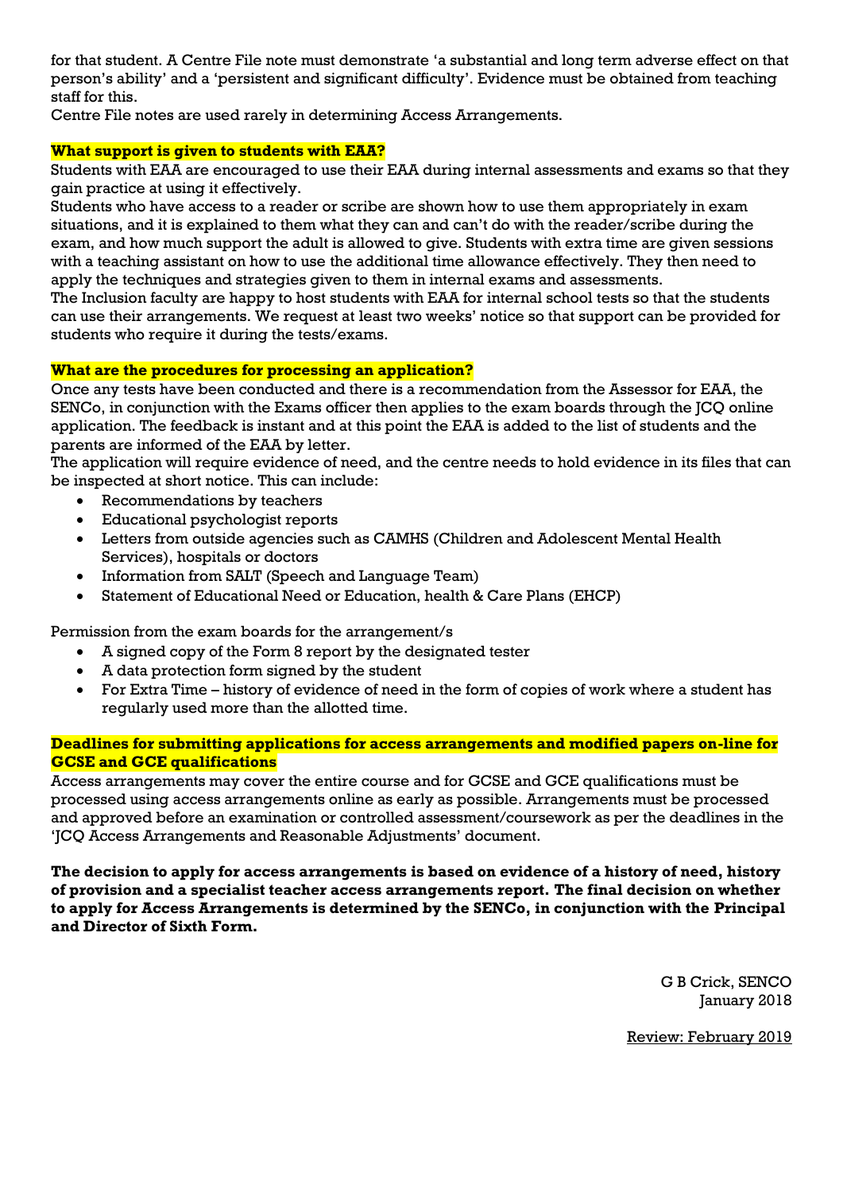for that student. A Centre File note must demonstrate 'a substantial and long term adverse effect on that person's ability' and a 'persistent and significant difficulty'. Evidence must be obtained from teaching staff for this.
Centre File notes are used rarely in determining Access Arrangements.

**What support is given to students with EAA?**

Students with EAA are encouraged to use their EAA during internal assessments and exams so that they gain practice at using it effectively.
Students who have access to a reader or scribe are shown how to use them appropriately in exam situations, and it is explained to them what they can and can't do with the reader/scribe during the exam, and how much support the adult is allowed to give. Students with extra time are given sessions with a teaching assistant on how to use the additional time allowance effectively. They then need to apply the techniques and strategies given to them in internal exams and assessments.
The Inclusion faculty are happy to host students with EAA for internal school tests so that the students can use their arrangements. We request at least two weeks' notice so that support can be provided for students who require it during the tests/exams.

**What are the procedures for processing an application?**

Once any tests have been conducted and there is a recommendation from the Assessor for EAA, the SENCo, in conjunction with the Exams officer then applies to the exam boards through the JCQ online application. The feedback is instant and at this point the EAA is added to the list of students and the parents are informed of the EAA by letter.
The application will require evidence of need, and the centre needs to hold evidence in its files that can be inspected at short notice. This can include:

- Recommendations by teachers
- Educational psychologist reports
- Letters from outside agencies such as CAMHS (Children and Adolescent Mental Health Services), hospitals or doctors
- Information from SALT (Speech and Language Team)
- Statement of Educational Need or Education, health & Care Plans (EHCP)

Permission from the exam boards for the arrangement/s

- A signed copy of the Form 8 report by the designated tester
- A data protection form signed by the student
- For Extra Time – history of evidence of need in the form of copies of work where a student has regularly used more than the allotted time.

**Deadlines for submitting applications for access arrangements and modified papers on-line for GCSE and GCE qualifications**

Access arrangements may cover the entire course and for GCSE and GCE qualifications must be processed using access arrangements online as early as possible. Arrangements must be processed and approved before an examination or controlled assessment/coursework as per the deadlines in the 'JCQ Access Arrangements and Reasonable Adjustments' document.

**The decision to apply for access arrangements is based on evidence of a history of need, history of provision and a specialist teacher access arrangements report. The final decision on whether to apply for Access Arrangements is determined by the SENCo, in conjunction with the Principal and Director of Sixth Form.**

G B Crick, SENCO
January 2018

Review: February 2019